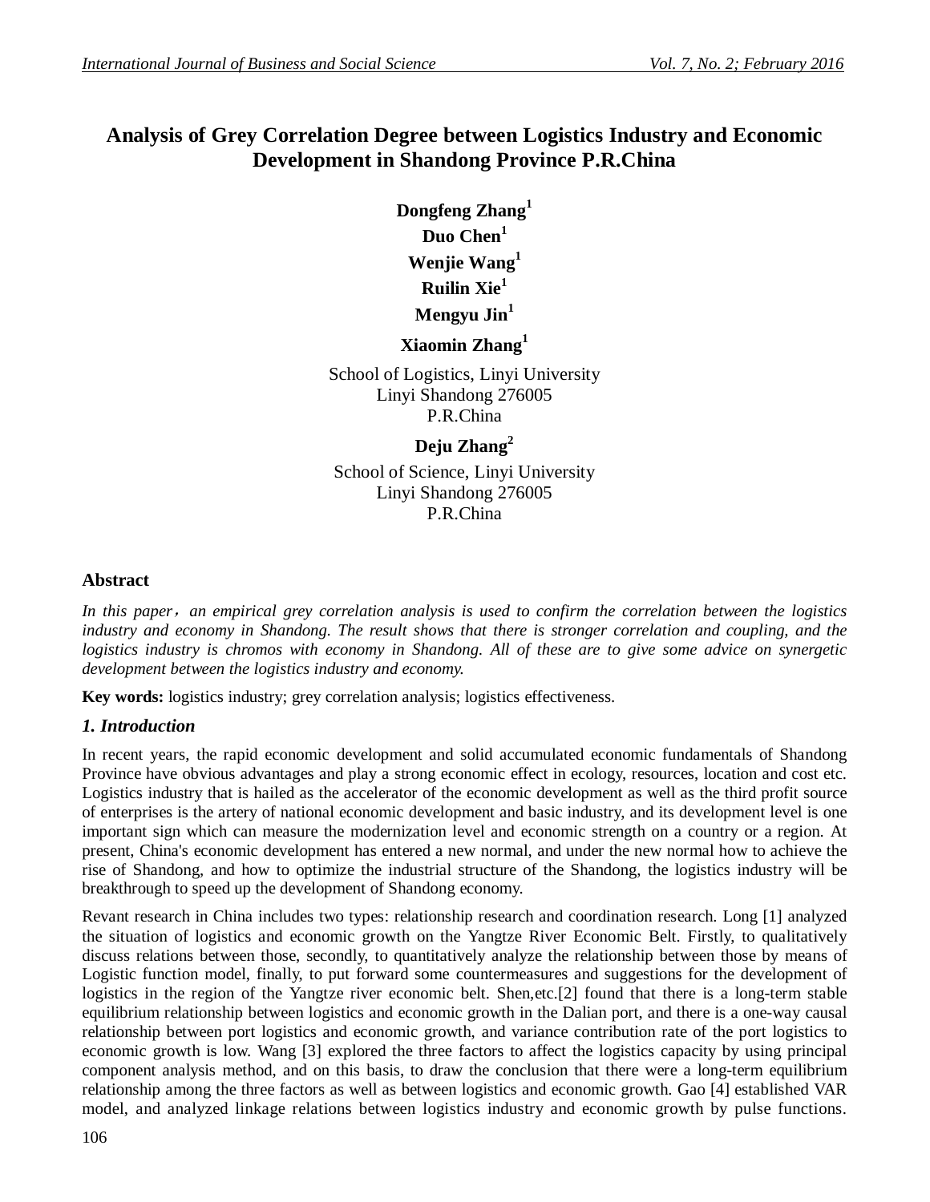# Analysis of Grey Correlation Degree between Logistics Industry and Economic Development in Shandong Province P.R.China

**Dongfeng Zhang[1]**

**Duo Chen[1]**

**Wenjie Wang[1]**

**Ruilin Xie[1]**

**Mengyu Jin[1]**

**Xiaomin Zhang[1]**

School of Logistics, Linyi University
Linyi Shandong 276005
P.R.China

**Deju Zhang[2]**

School of Science, Linyi University
Linyi Shandong 276005
P.R.China

## Abstract

*In this paper, an empirical grey correlation analysis is used to confirm the correlation between the logistics industry and economy in Shandong. The result shows that there is stronger correlation and coupling, and the logistics industry is chromos with economy in Shandong. All of these are to give some advice on synergetic development between the logistics industry and economy.*

**Key words:** logistics industry; grey correlation analysis; logistics effectiveness.

## 1. Introduction

In recent years, the rapid economic development and solid accumulated economic fundamentals of Shandong Province have obvious advantages and play a strong economic effect in ecology, resources, location and cost etc. Logistics industry that is hailed as the accelerator of the economic development as well as the third profit source of enterprises is the artery of national economic development and basic industry, and its development level is one important sign which can measure the modernization level and economic strength on a country or a region. At present, China's economic development has entered a new normal, and under the new normal how to achieve the rise of Shandong, and how to optimize the industrial structure of the Shandong, the logistics industry will be breakthrough to speed up the development of Shandong economy.

Revant research in China includes two types: relationship research and coordination research. Long [1] analyzed the situation of logistics and economic growth on the Yangtze River Economic Belt. Firstly, to qualitatively discuss relations between those, secondly, to quantitatively analyze the relationship between those by means of Logistic function model, finally, to put forward some countermeasures and suggestions for the development of logistics in the region of the Yangtze river economic belt. Shen,etc.[2] found that there is a long-term stable equilibrium relationship between logistics and economic growth in the Dalian port, and there is a one-way causal relationship between port logistics and economic growth, and variance contribution rate of the port logistics to economic growth is low. Wang [3] explored the three factors to affect the logistics capacity by using principal component analysis method, and on this basis, to draw the conclusion that there were a long-term equilibrium relationship among the three factors as well as between logistics and economic growth. Gao [4] established VAR model, and analyzed linkage relations between logistics industry and economic growth by pulse functions.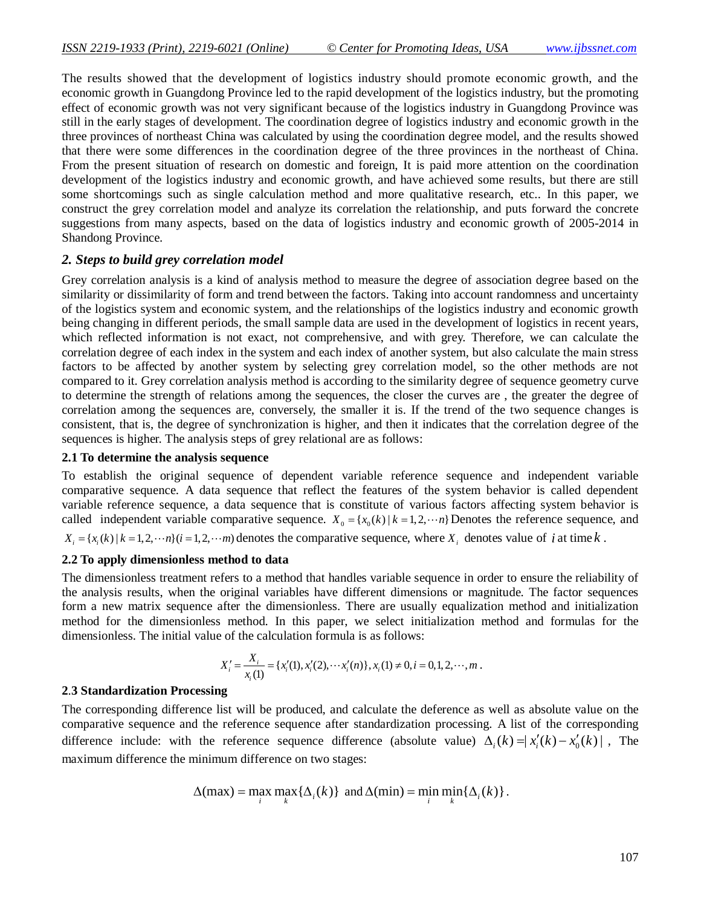The results showed that the development of logistics industry should promote economic growth, and the economic growth in Guangdong Province led to the rapid development of the logistics industry, but the promoting effect of economic growth was not very significant because of the logistics industry in Guangdong Province was still in the early stages of development. The coordination degree of logistics industry and economic growth in the three provinces of northeast China was calculated by using the coordination degree model, and the results showed that there were some differences in the coordination degree of the three provinces in the northeast of China. From the present situation of research on domestic and foreign, It is paid more attention on the coordination development of the logistics industry and economic growth, and have achieved some results, but there are still some shortcomings such as single calculation method and more qualitative research, etc.. In this paper, we construct the grey correlation model and analyze its correlation the relationship, and puts forward the concrete suggestions from many aspects, based on the data of logistics industry and economic growth of 2005-2014 in Shandong Province.

## *2. Steps to build grey correlation model*

Grey correlation analysis is a kind of analysis method to measure the degree of association degree based on the similarity or dissimilarity of form and trend between the factors. Taking into account randomness and uncertainty of the logistics system and economic system, and the relationships of the logistics industry and economic growth being changing in different periods, the small sample data are used in the development of logistics in recent years, which reflected information is not exact, not comprehensive, and with grey. Therefore, we can calculate the correlation degree of each index in the system and each index of another system, but also calculate the main stress factors to be affected by another system by selecting grey correlation model, so the other methods are not compared to it. Grey correlation analysis method is according to the similarity degree of sequence geometry curve to determine the strength of relations among the sequences, the closer the curves are , the greater the degree of correlation among the sequences are, conversely, the smaller it is. If the trend of the two sequence changes is consistent, that is, the degree of synchronization is higher, and then it indicates that the correlation degree of the sequences is higher. The analysis steps of grey relational are as follows:

### 2.1 To determine the analysis sequence

To establish the original sequence of dependent variable reference sequence and independent variable comparative sequence. A data sequence that reflect the features of the system behavior is called dependent variable reference sequence, a data sequence that is constitute of various factors affecting system behavior is called independent variable comparative sequence. $X_0 = \{x_0(k) \mid k = 1, 2, \cdots n\}$ Denotes the reference sequence, and $X_i = \{x_i(k) \mid k = 1, 2, \cdots n\}(i = 1, 2, \cdots m)$ denotes the comparative sequence, where $X_i$ denotes value of $i$ at time $k$.

### 2.2 To apply dimensionless method to data

The dimensionless treatment refers to a method that handles variable sequence in order to ensure the reliability of the analysis results, when the original variables have different dimensions or magnitude. The factor sequences form a new matrix sequence after the dimensionless. There are usually equalization method and initialization method for the dimensionless method. In this paper, we select initialization method and formulas for the dimensionless. The initial value of the calculation formula is as follows:

$$X_i' = \frac{X_i}{x_i(1)} = \{x_i'(1), x_i'(2), \cdots x_i'(n)\}, x_i(1) \neq 0, i = 0, 1, 2, \cdots, m.$$

### 2.3 Standardization Processing

The corresponding difference list will be produced, and calculate the deference as well as absolute value on the comparative sequence and the reference sequence after standardization processing. A list of the corresponding difference include: with the reference sequence difference (absolute value) $\Delta_i(k) = |x_i'(k) - x_0'(k)|$ , The maximum difference the minimum difference on two stages:

$$\Delta(\max) = \max_i \max_k \{\Delta_i(k)\} \text{ and } \Delta(\min) = \min_i \min_k \{\Delta_i(k)\}.$$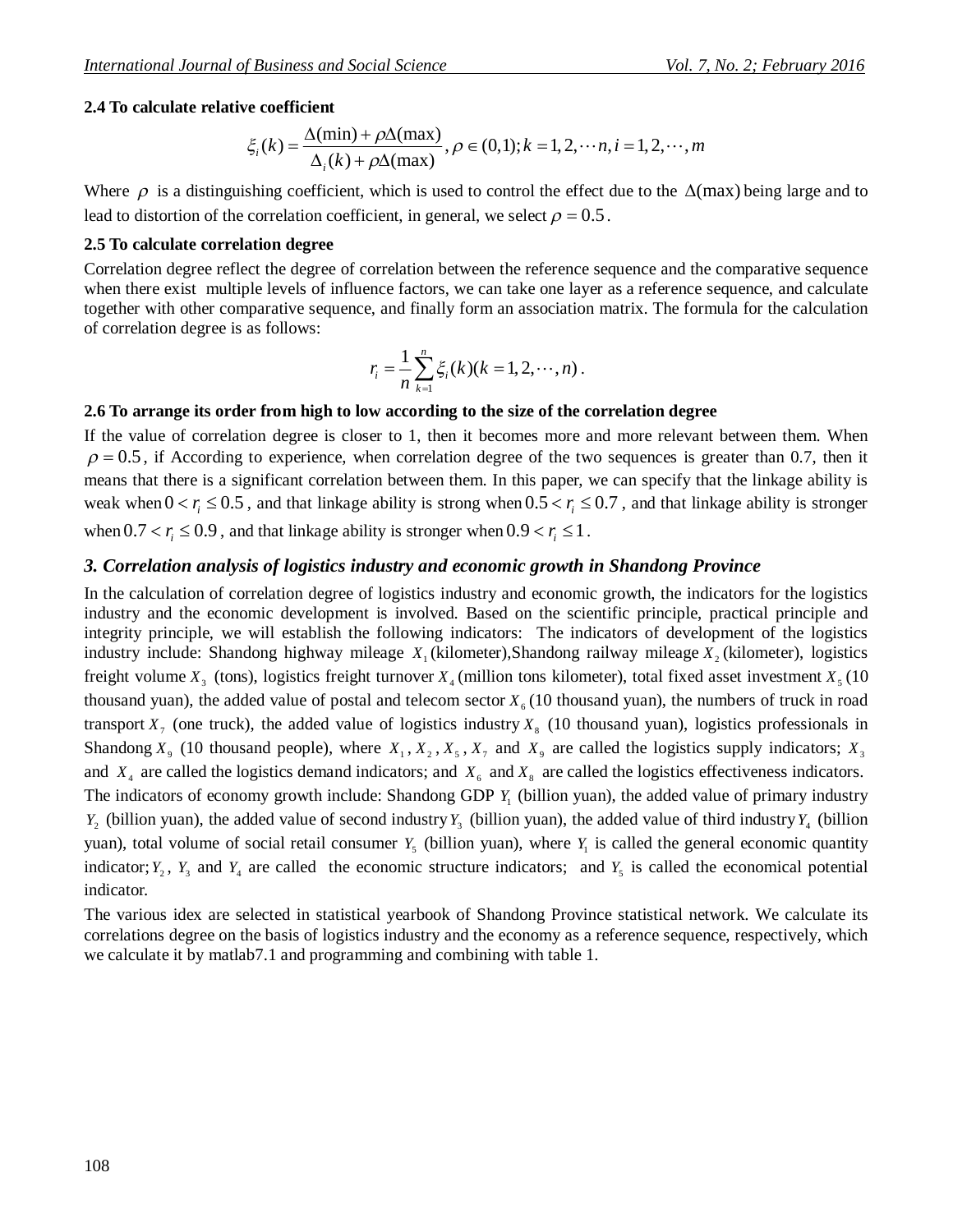**2.4 To calculate relative coefficient**

$$\xi_i(k) = \frac{\Delta(\min) + \rho\Delta(\max)}{\Delta_i(k) + \rho\Delta(\max)}, \rho \in (0,1); k = 1, 2, \cdots n, i = 1, 2, \cdots, m$$

Where $\rho$ is a distinguishing coefficient, which is used to control the effect due to the $\Delta(\max)$ being large and to lead to distortion of the correlation coefficient, in general, we select $\rho = 0.5$.

**2.5 To calculate correlation degree**

Correlation degree reflect the degree of correlation between the reference sequence and the comparative sequence when there exist multiple levels of influence factors, we can take one layer as a reference sequence, and calculate together with other comparative sequence, and finally form an association matrix. The formula for the calculation of correlation degree is as follows:

$$r_i = \frac{1}{n}\sum_{k=1}^{n}\xi_i(k)(k = 1, 2, \cdots, n).$$

**2.6 To arrange its order from high to low according to the size of the correlation degree**

If the value of correlation degree is closer to 1, then it becomes more and more relevant between them. When $\rho = 0.5$, if According to experience, when correlation degree of the two sequences is greater than 0.7, then it means that there is a significant correlation between them. In this paper, we can specify that the linkage ability is weak when $0 < r_i \le 0.5$, and that linkage ability is strong when $0.5 < r_i \le 0.7$, and that linkage ability is stronger when $0.7 < r_i \le 0.9$, and that linkage ability is stronger when $0.9 < r_i \le 1$.

## *3. Correlation analysis of logistics industry and economic growth in Shandong Province*

In the calculation of correlation degree of logistics industry and economic growth, the indicators for the logistics industry and the economic development is involved. Based on the scientific principle, practical principle and integrity principle, we will establish the following indicators: The indicators of development of the logistics industry include: Shandong highway mileage $X_1$ (kilometer),Shandong railway mileage $X_2$ (kilometer), logistics freight volume $X_3$ (tons), logistics freight turnover $X_4$ (million tons kilometer), total fixed asset investment $X_5$ (10 thousand yuan), the added value of postal and telecom sector $X_6$ (10 thousand yuan), the numbers of truck in road transport $X_7$ (one truck), the added value of logistics industry $X_8$ (10 thousand yuan), logistics professionals in Shandong $X_9$ (10 thousand people), where $X_1$, $X_2$, $X_5$, $X_7$ and $X_9$ are called the logistics supply indicators; $X_3$ and $X_4$ are called the logistics demand indicators; and $X_6$ and $X_8$ are called the logistics effectiveness indicators.

The indicators of economy growth include: Shandong GDP $Y_1$ (billion yuan), the added value of primary industry $Y_2$ (billion yuan), the added value of second industry $Y_3$ (billion yuan), the added value of third industry $Y_4$ (billion yuan), total volume of social retail consumer $Y_5$ (billion yuan), where $Y_1$ is called the general economic quantity indicator; $Y_2$, $Y_3$ and $Y_4$ are called the economic structure indicators; and $Y_5$ is called the economical potential indicator.

The various idex are selected in statistical yearbook of Shandong Province statistical network. We calculate its correlations degree on the basis of logistics industry and the economy as a reference sequence, respectively, which we calculate it by matlab7.1 and programming and combining with table 1.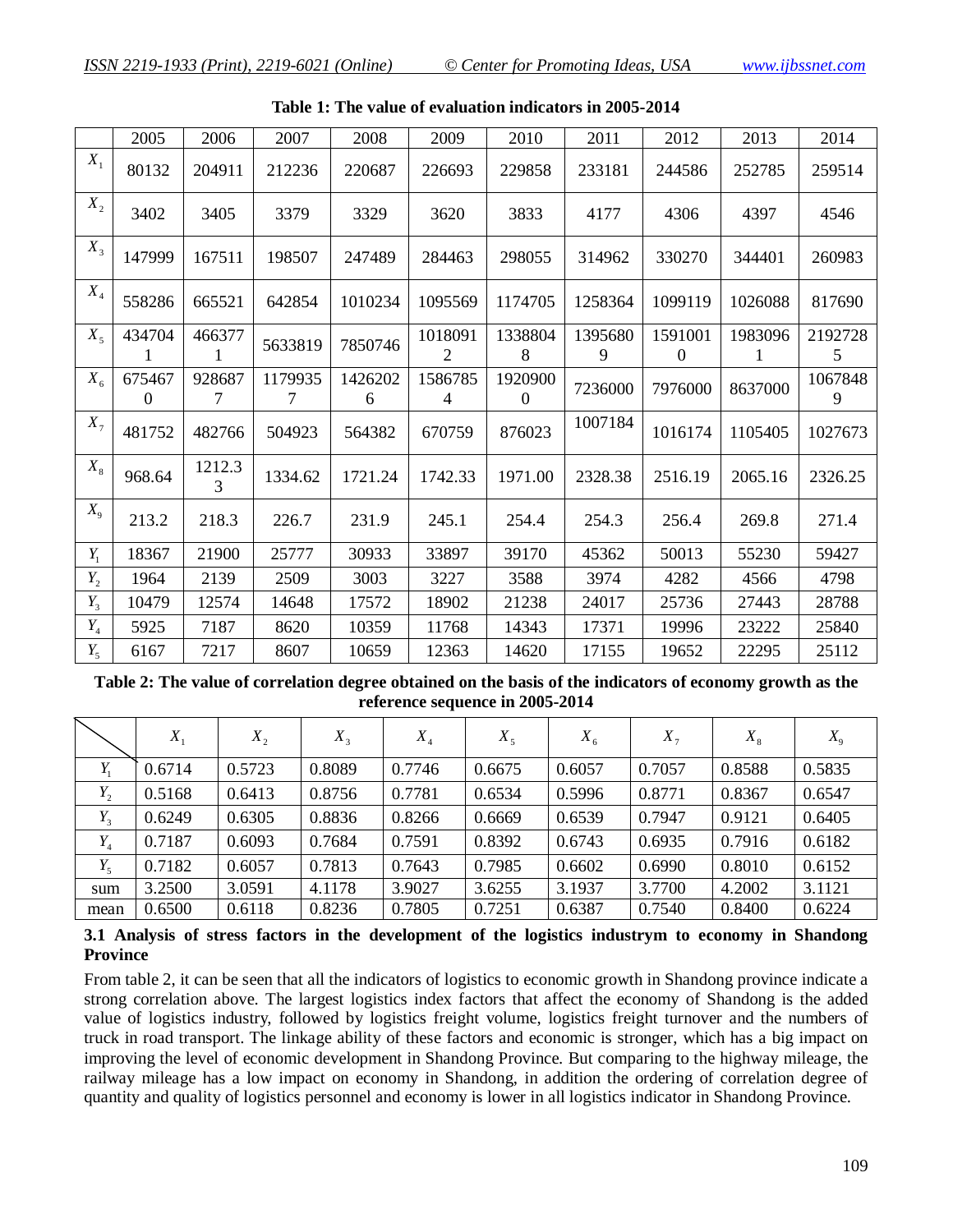**Table 1: The value of evaluation indicators in 2005-2014**

| | 2005 | 2006 | 2007 | 2008 | 2009 | 2010 | 2011 | 2012 | 2013 | 2014 |
|---|---|---|---|---|---|---|---|---|---|---|
| $X_1$ | 80132 | 204911 | 212236 | 220687 | 226693 | 229858 | 233181 | 244586 | 252785 | 259514 |
| $X_2$ | 3402 | 3405 | 3379 | 3329 | 3620 | 3833 | 4177 | 4306 | 4397 | 4546 |
| $X_3$ | 147999 | 167511 | 198507 | 247489 | 284463 | 298055 | 314962 | 330270 | 344401 | 260983 |
| $X_4$ | 558286 | 665521 | 642854 | 1010234 | 1095569 | 1174705 | 1258364 | 1099119 | 1026088 | 817690 |
| $X_5$ | 4347041 | 4663771 | 5633819 | 7850746 | 10180912 | 13388048 | 13956809 | 15910010 | 19830961 | 21927285 |
| $X_6$ | 6754670 | 9286877 | 11799357 | 14262026 | 15867854 | 19209000 | 7236000 | 7976000 | 8637000 | 10678489 |
| $X_7$ | 481752 | 482766 | 504923 | 564382 | 670759 | 876023 | 1007184 | 1016174 | 1105405 | 1027673 |
| $X_8$ | 968.64 | 1212.33 | 1334.62 | 1721.24 | 1742.33 | 1971.00 | 2328.38 | 2516.19 | 2065.16 | 2326.25 |
| $X_9$ | 213.2 | 218.3 | 226.7 | 231.9 | 245.1 | 254.4 | 254.3 | 256.4 | 269.8 | 271.4 |
| $Y_1$ | 18367 | 21900 | 25777 | 30933 | 33897 | 39170 | 45362 | 50013 | 55230 | 59427 |
| $Y_2$ | 1964 | 2139 | 2509 | 3003 | 3227 | 3588 | 3974 | 4282 | 4566 | 4798 |
| $Y_3$ | 10479 | 12574 | 14648 | 17572 | 18902 | 21238 | 24017 | 25736 | 27443 | 28788 |
| $Y_4$ | 5925 | 7187 | 8620 | 10359 | 11768 | 14343 | 17371 | 19996 | 23222 | 25840 |
| $Y_5$ | 6167 | 7217 | 8607 | 10659 | 12363 | 14620 | 17155 | 19652 | 22295 | 25112 |

**Table 2: The value of correlation degree obtained on the basis of the indicators of economy growth as the reference sequence in 2005-2014**

| | $X_1$ | $X_2$ | $X_3$ | $X_4$ | $X_5$ | $X_6$ | $X_7$ | $X_8$ | $X_9$ |
|---|---|---|---|---|---|---|---|---|---|
| $Y_1$ | 0.6714 | 0.5723 | 0.8089 | 0.7746 | 0.6675 | 0.6057 | 0.7057 | 0.8588 | 0.5835 |
| $Y_2$ | 0.5168 | 0.6413 | 0.8756 | 0.7781 | 0.6534 | 0.5996 | 0.8771 | 0.8367 | 0.6547 |
| $Y_3$ | 0.6249 | 0.6305 | 0.8836 | 0.8266 | 0.6669 | 0.6539 | 0.7947 | 0.9121 | 0.6405 |
| $Y_4$ | 0.7187 | 0.6093 | 0.7684 | 0.7591 | 0.8392 | 0.6743 | 0.6935 | 0.7916 | 0.6182 |
| $Y_5$ | 0.7182 | 0.6057 | 0.7813 | 0.7643 | 0.7985 | 0.6602 | 0.6990 | 0.8010 | 0.6152 |
| sum | 3.2500 | 3.0591 | 4.1178 | 3.9027 | 3.6255 | 3.1937 | 3.7700 | 4.2002 | 3.1121 |
| mean | 0.6500 | 0.6118 | 0.8236 | 0.7805 | 0.7251 | 0.6387 | 0.7540 | 0.8400 | 0.6224 |

### 3.1 Analysis of stress factors in the development of the logistics industrym to economy in Shandong Province

From table 2, it can be seen that all the indicators of logistics to economic growth in Shandong province indicate a strong correlation above. The largest logistics index factors that affect the economy of Shandong is the added value of logistics industry, followed by logistics freight volume, logistics freight turnover and the numbers of truck in road transport. The linkage ability of these factors and economic is stronger, which has a big impact on improving the level of economic development in Shandong Province. But comparing to the highway mileage, the railway mileage has a low impact on economy in Shandong, in addition the ordering of correlation degree of quantity and quality of logistics personnel and economy is lower in all logistics indicator in Shandong Province.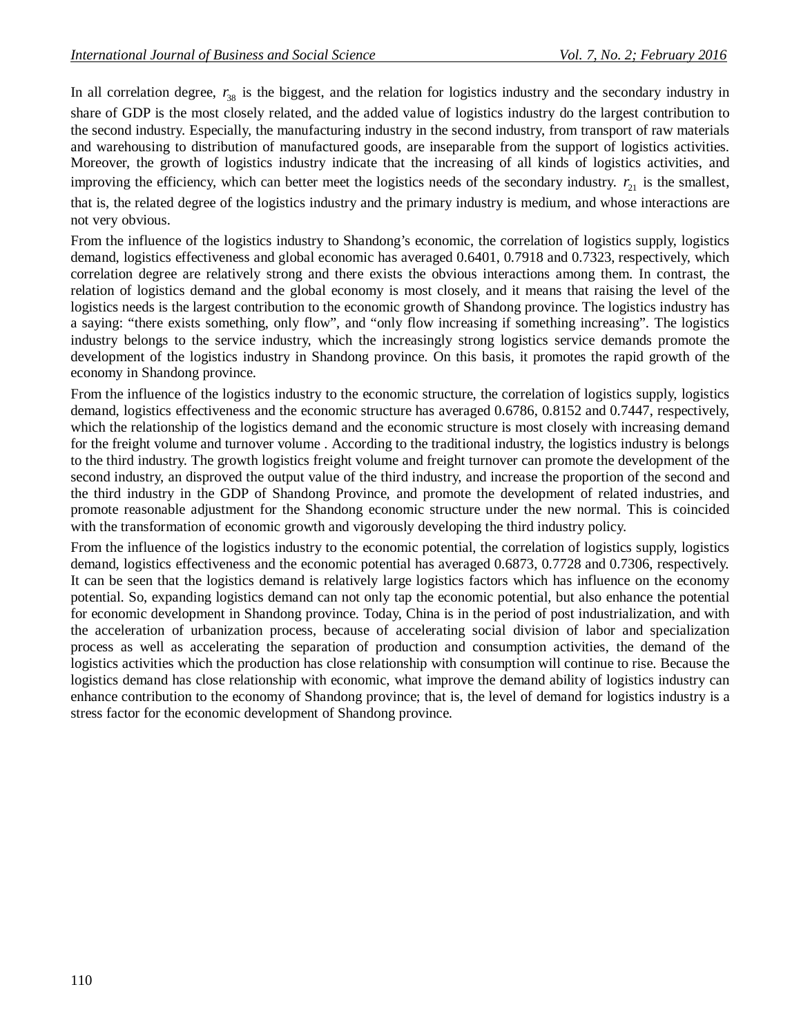In all correlation degree, $r_{38}$ is the biggest, and the relation for logistics industry and the secondary industry in share of GDP is the most closely related, and the added value of logistics industry do the largest contribution to the second industry. Especially, the manufacturing industry in the second industry, from transport of raw materials and warehousing to distribution of manufactured goods, are inseparable from the support of logistics activities. Moreover, the growth of logistics industry indicate that the increasing of all kinds of logistics activities, and improving the efficiency, which can better meet the logistics needs of the secondary industry. $r_{21}$ is the smallest, that is, the related degree of the logistics industry and the primary industry is medium, and whose interactions are not very obvious.

From the influence of the logistics industry to Shandong's economic, the correlation of logistics supply, logistics demand, logistics effectiveness and global economic has averaged 0.6401, 0.7918 and 0.7323, respectively, which correlation degree are relatively strong and there exists the obvious interactions among them. In contrast, the relation of logistics demand and the global economy is most closely, and it means that raising the level of the logistics needs is the largest contribution to the economic growth of Shandong province. The logistics industry has a saying: "there exists something, only flow", and "only flow increasing if something increasing". The logistics industry belongs to the service industry, which the increasingly strong logistics service demands promote the development of the logistics industry in Shandong province. On this basis, it promotes the rapid growth of the economy in Shandong province.

From the influence of the logistics industry to the economic structure, the correlation of logistics supply, logistics demand, logistics effectiveness and the economic structure has averaged 0.6786, 0.8152 and 0.7447, respectively, which the relationship of the logistics demand and the economic structure is most closely with increasing demand for the freight volume and turnover volume . According to the traditional industry, the logistics industry is belongs to the third industry. The growth logistics freight volume and freight turnover can promote the development of the second industry, an disproved the output value of the third industry, and increase the proportion of the second and the third industry in the GDP of Shandong Province, and promote the development of related industries, and promote reasonable adjustment for the Shandong economic structure under the new normal. This is coincided with the transformation of economic growth and vigorously developing the third industry policy.

From the influence of the logistics industry to the economic potential, the correlation of logistics supply, logistics demand, logistics effectiveness and the economic potential has averaged 0.6873, 0.7728 and 0.7306, respectively. It can be seen that the logistics demand is relatively large logistics factors which has influence on the economy potential. So, expanding logistics demand can not only tap the economic potential, but also enhance the potential for economic development in Shandong province. Today, China is in the period of post industrialization, and with the acceleration of urbanization process, because of accelerating social division of labor and specialization process as well as accelerating the separation of production and consumption activities, the demand of the logistics activities which the production has close relationship with consumption will continue to rise. Because the logistics demand has close relationship with economic, what improve the demand ability of logistics industry can enhance contribution to the economy of Shandong province; that is, the level of demand for logistics industry is a stress factor for the economic development of Shandong province.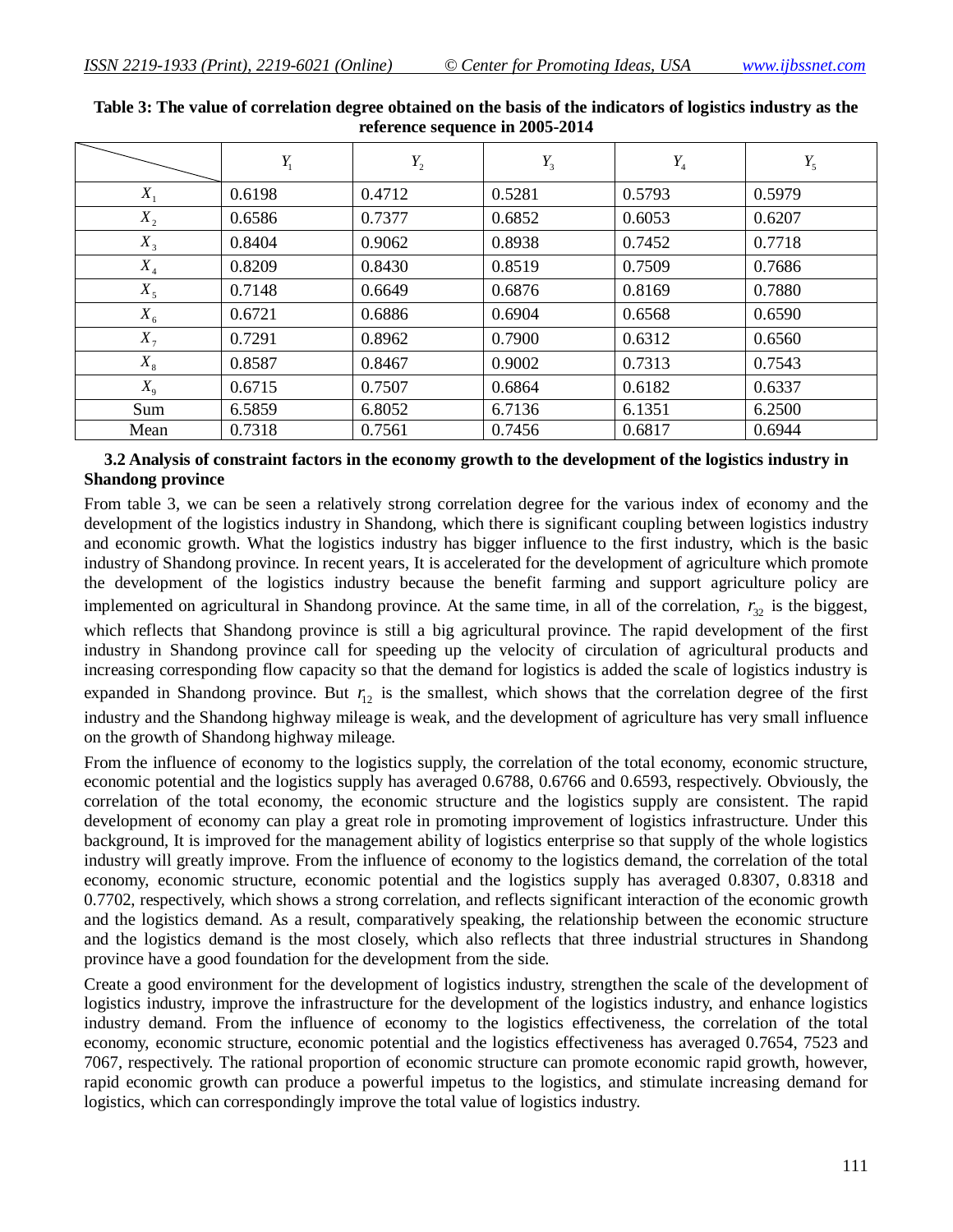**Table 3: The value of correlation degree obtained on the basis of the indicators of logistics industry as the reference sequence in 2005-2014**

| | $Y_1$ | $Y_2$ | $Y_3$ | $Y_4$ | $Y_5$ |
|---|---|---|---|---|---|
| $X_1$ | 0.6198 | 0.4712 | 0.5281 | 0.5793 | 0.5979 |
| $X_2$ | 0.6586 | 0.7377 | 0.6852 | 0.6053 | 0.6207 |
| $X_3$ | 0.8404 | 0.9062 | 0.8938 | 0.7452 | 0.7718 |
| $X_4$ | 0.8209 | 0.8430 | 0.8519 | 0.7509 | 0.7686 |
| $X_5$ | 0.7148 | 0.6649 | 0.6876 | 0.8169 | 0.7880 |
| $X_6$ | 0.6721 | 0.6886 | 0.6904 | 0.6568 | 0.6590 |
| $X_7$ | 0.7291 | 0.8962 | 0.7900 | 0.6312 | 0.6560 |
| $X_8$ | 0.8587 | 0.8467 | 0.9002 | 0.7313 | 0.7543 |
| $X_9$ | 0.6715 | 0.7507 | 0.6864 | 0.6182 | 0.6337 |
| Sum | 6.5859 | 6.8052 | 6.7136 | 6.1351 | 6.2500 |
| Mean | 0.7318 | 0.7561 | 0.7456 | 0.6817 | 0.6944 |

### 3.2 Analysis of constraint factors in the economy growth to the development of the logistics industry in Shandong province

From table 3, we can be seen a relatively strong correlation degree for the various index of economy and the development of the logistics industry in Shandong, which there is significant coupling between logistics industry and economic growth. What the logistics industry has bigger influence to the first industry, which is the basic industry of Shandong province. In recent years, It is accelerated for the development of agriculture which promote the development of the logistics industry because the benefit farming and support agriculture policy are implemented on agricultural in Shandong province. At the same time, in all of the correlation, $r_{32}$ is the biggest, which reflects that Shandong province is still a big agricultural province. The rapid development of the first industry in Shandong province call for speeding up the velocity of circulation of agricultural products and increasing corresponding flow capacity so that the demand for logistics is added the scale of logistics industry is expanded in Shandong province. But $r_{12}$ is the smallest, which shows that the correlation degree of the first industry and the Shandong highway mileage is weak, and the development of agriculture has very small influence on the growth of Shandong highway mileage.

From the influence of economy to the logistics supply, the correlation of the total economy, economic structure, economic potential and the logistics supply has averaged 0.6788, 0.6766 and 0.6593, respectively. Obviously, the correlation of the total economy, the economic structure and the logistics supply are consistent. The rapid development of economy can play a great role in promoting improvement of logistics infrastructure. Under this background, It is improved for the management ability of logistics enterprise so that supply of the whole logistics industry will greatly improve. From the influence of economy to the logistics demand, the correlation of the total economy, economic structure, economic potential and the logistics supply has averaged 0.8307, 0.8318 and 0.7702, respectively, which shows a strong correlation, and reflects significant interaction of the economic growth and the logistics demand. As a result, comparatively speaking, the relationship between the economic structure and the logistics demand is the most closely, which also reflects that three industrial structures in Shandong province have a good foundation for the development from the side.

Create a good environment for the development of logistics industry, strengthen the scale of the development of logistics industry, improve the infrastructure for the development of the logistics industry, and enhance logistics industry demand. From the influence of economy to the logistics effectiveness, the correlation of the total economy, economic structure, economic potential and the logistics effectiveness has averaged 0.7654, 7523 and 7067, respectively. The rational proportion of economic structure can promote economic rapid growth, however, rapid economic growth can produce a powerful impetus to the logistics, and stimulate increasing demand for logistics, which can correspondingly improve the total value of logistics industry.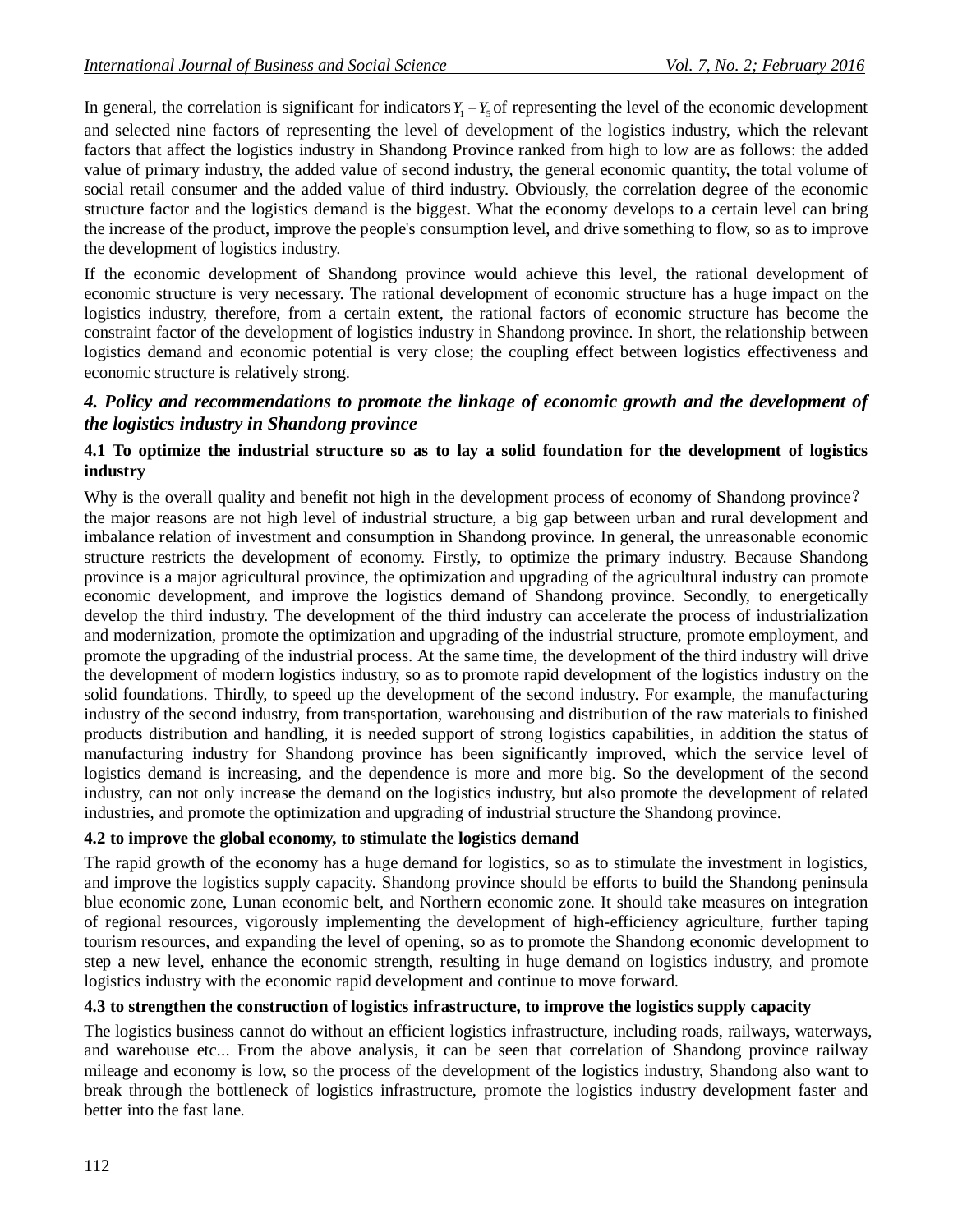In general, the correlation is significant for indicators $Y_1 - Y_5$ of representing the level of the economic development and selected nine factors of representing the level of development of the logistics industry, which the relevant factors that affect the logistics industry in Shandong Province ranked from high to low are as follows: the added value of primary industry, the added value of second industry, the general economic quantity, the total volume of social retail consumer and the added value of third industry. Obviously, the correlation degree of the economic structure factor and the logistics demand is the biggest. What the economy develops to a certain level can bring the increase of the product, improve the people's consumption level, and drive something to flow, so as to improve the development of logistics industry.

If the economic development of Shandong province would achieve this level, the rational development of economic structure is very necessary. The rational development of economic structure has a huge impact on the logistics industry, therefore, from a certain extent, the rational factors of economic structure has become the constraint factor of the development of logistics industry in Shandong province. In short, the relationship between logistics demand and economic potential is very close; the coupling effect between logistics effectiveness and economic structure is relatively strong.

## *4. Policy and recommendations to promote the linkage of economic growth and the development of the logistics industry in Shandong province*

### 4.1 To optimize the industrial structure so as to lay a solid foundation for the development of logistics industry

Why is the overall quality and benefit not high in the development process of economy of Shandong province? the major reasons are not high level of industrial structure, a big gap between urban and rural development and imbalance relation of investment and consumption in Shandong province. In general, the unreasonable economic structure restricts the development of economy. Firstly, to optimize the primary industry. Because Shandong province is a major agricultural province, the optimization and upgrading of the agricultural industry can promote economic development, and improve the logistics demand of Shandong province. Secondly, to energetically develop the third industry. The development of the third industry can accelerate the process of industrialization and modernization, promote the optimization and upgrading of the industrial structure, promote employment, and promote the upgrading of the industrial process. At the same time, the development of the third industry will drive the development of modern logistics industry, so as to promote rapid development of the logistics industry on the solid foundations. Thirdly, to speed up the development of the second industry. For example, the manufacturing industry of the second industry, from transportation, warehousing and distribution of the raw materials to finished products distribution and handling, it is needed support of strong logistics capabilities, in addition the status of manufacturing industry for Shandong province has been significantly improved, which the service level of logistics demand is increasing, and the dependence is more and more big. So the development of the second industry, can not only increase the demand on the logistics industry, but also promote the development of related industries, and promote the optimization and upgrading of industrial structure the Shandong province.

### 4.2 to improve the global economy, to stimulate the logistics demand

The rapid growth of the economy has a huge demand for logistics, so as to stimulate the investment in logistics, and improve the logistics supply capacity. Shandong province should be efforts to build the Shandong peninsula blue economic zone, Lunan economic belt, and Northern economic zone. It should take measures on integration of regional resources, vigorously implementing the development of high-efficiency agriculture, further taping tourism resources, and expanding the level of opening, so as to promote the Shandong economic development to step a new level, enhance the economic strength, resulting in huge demand on logistics industry, and promote logistics industry with the economic rapid development and continue to move forward.

### 4.3 to strengthen the construction of logistics infrastructure, to improve the logistics supply capacity

The logistics business cannot do without an efficient logistics infrastructure, including roads, railways, waterways, and warehouse etc... From the above analysis, it can be seen that correlation of Shandong province railway mileage and economy is low, so the process of the development of the logistics industry, Shandong also want to break through the bottleneck of logistics infrastructure, promote the logistics industry development faster and better into the fast lane.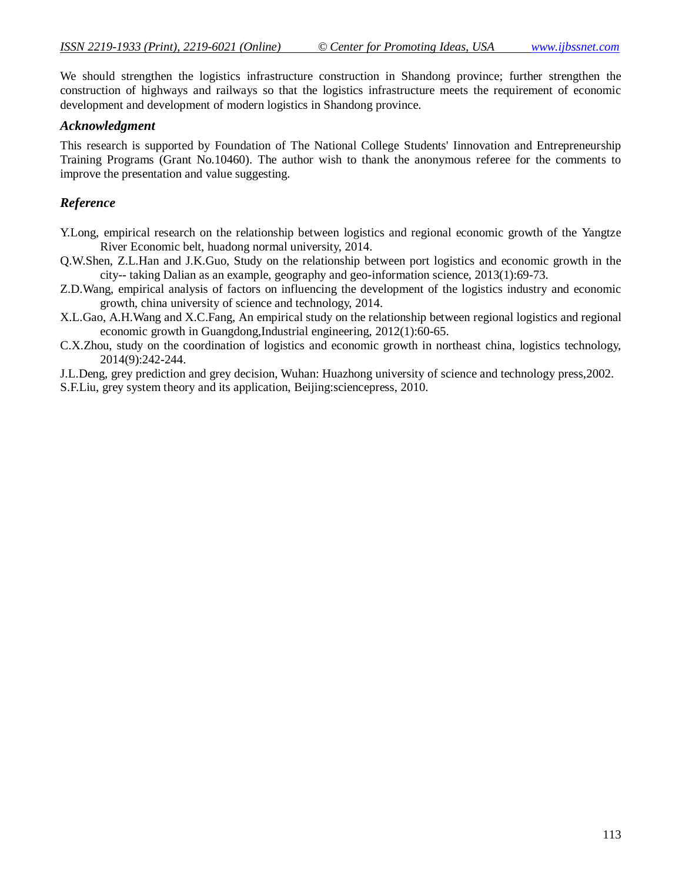We should strengthen the logistics infrastructure construction in Shandong province; further strengthen the construction of highways and railways so that the logistics infrastructure meets the requirement of economic development and development of modern logistics in Shandong province.

### *Acknowledgment*

This research is supported by Foundation of The National College Students' Iinnovation and Entrepreneurship Training Programs (Grant No.10460). The author wish to thank the anonymous referee for the comments to improve the presentation and value suggesting.

### *Reference*

Y.Long, empirical research on the relationship between logistics and regional economic growth of the Yangtze River Economic belt, huadong normal university, 2014.

Q.W.Shen, Z.L.Han and J.K.Guo, Study on the relationship between port logistics and economic growth in the city-- taking Dalian as an example, geography and geo-information science, 2013(1):69-73.

Z.D.Wang, empirical analysis of factors on influencing the development of the logistics industry and economic growth, china university of science and technology, 2014.

X.L.Gao, A.H.Wang and X.C.Fang, An empirical study on the relationship between regional logistics and regional economic growth in Guangdong,Industrial engineering, 2012(1):60-65.

C.X.Zhou, study on the coordination of logistics and economic growth in northeast china, logistics technology, 2014(9):242-244.

J.L.Deng, grey prediction and grey decision, Wuhan: Huazhong university of science and technology press,2002.

S.F.Liu, grey system theory and its application, Beijing:sciencepress, 2010.